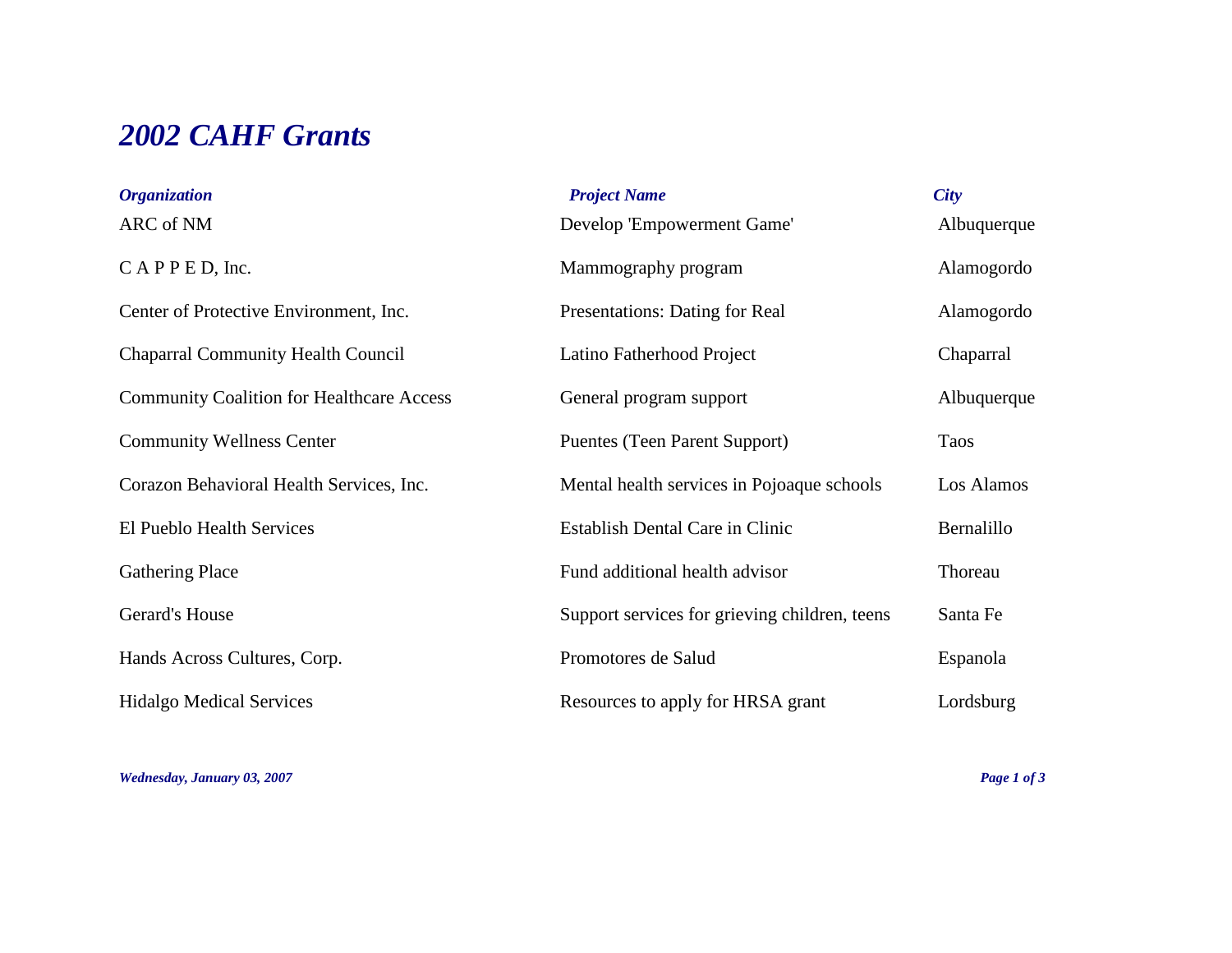# *2002 CAHF Grants*

| *Organization* | *Project Name* | *City* |
| --- | --- | --- |
| ARC of NM | Develop 'Empowerment Game' | Albuquerque |
| C A P P E D, Inc. | Mammography program | Alamogordo |
| Center of Protective Environment, Inc. | Presentations: Dating for Real | Alamogordo |
| Chaparral Community Health Council | Latino Fatherhood Project | Chaparral |
| Community Coalition for Healthcare Access | General program support | Albuquerque |
| Community Wellness Center | Puentes (Teen Parent Support) | Taos |
| Corazon Behavioral Health Services, Inc. | Mental health services in Pojoaque schools | Los Alamos |
| El Pueblo Health Services | Establish Dental Care in Clinic | Bernalillo |
| Gathering Place | Fund additional health advisor | Thoreau |
| Gerard's House | Support services for grieving children, teens | Santa Fe |
| Hands Across Cultures, Corp. | Promotores de Salud | Espanola |
| Hidalgo Medical Services | Resources to apply for HRSA grant | Lordsburg |

*Wednesday, January 03, 2007*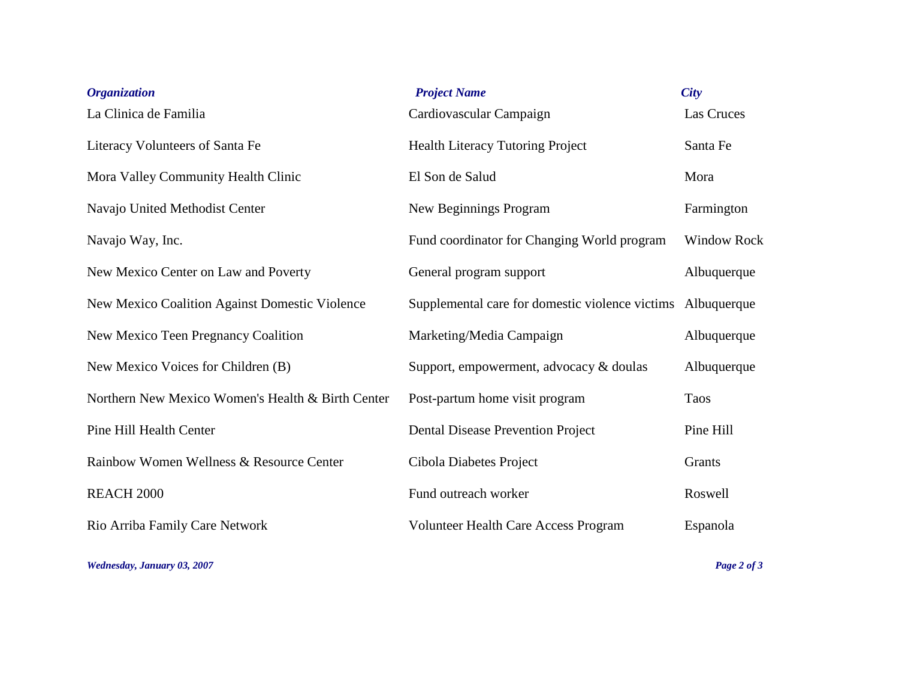| Organization | Project Name | City |
| --- | --- | --- |
| La Clinica de Familia | Cardiovascular Campaign | Las Cruces |
| Literacy Volunteers of Santa Fe | Health Literacy Tutoring Project | Santa Fe |
| Mora Valley Community Health Clinic | El Son de Salud | Mora |
| Navajo United Methodist Center | New Beginnings Program | Farmington |
| Navajo Way, Inc. | Fund coordinator for Changing World program | Window Rock |
| New Mexico Center on Law and Poverty | General program support | Albuquerque |
| New Mexico Coalition Against Domestic Violence | Supplemental care for domestic violence victims | Albuquerque |
| New Mexico Teen Pregnancy Coalition | Marketing/Media Campaign | Albuquerque |
| New Mexico Voices for Children (B) | Support, empowerment, advocacy & doulas | Albuquerque |
| Northern New Mexico Women's Health & Birth Center | Post-partum home visit program | Taos |
| Pine Hill Health Center | Dental Disease Prevention Project | Pine Hill |
| Rainbow Women Wellness & Resource Center | Cibola Diabetes Project | Grants |
| REACH 2000 | Fund outreach worker | Roswell |
| Rio Arriba Family Care Network | Volunteer Health Care Access Program | Espanola |

*Wednesday, January 03, 2007*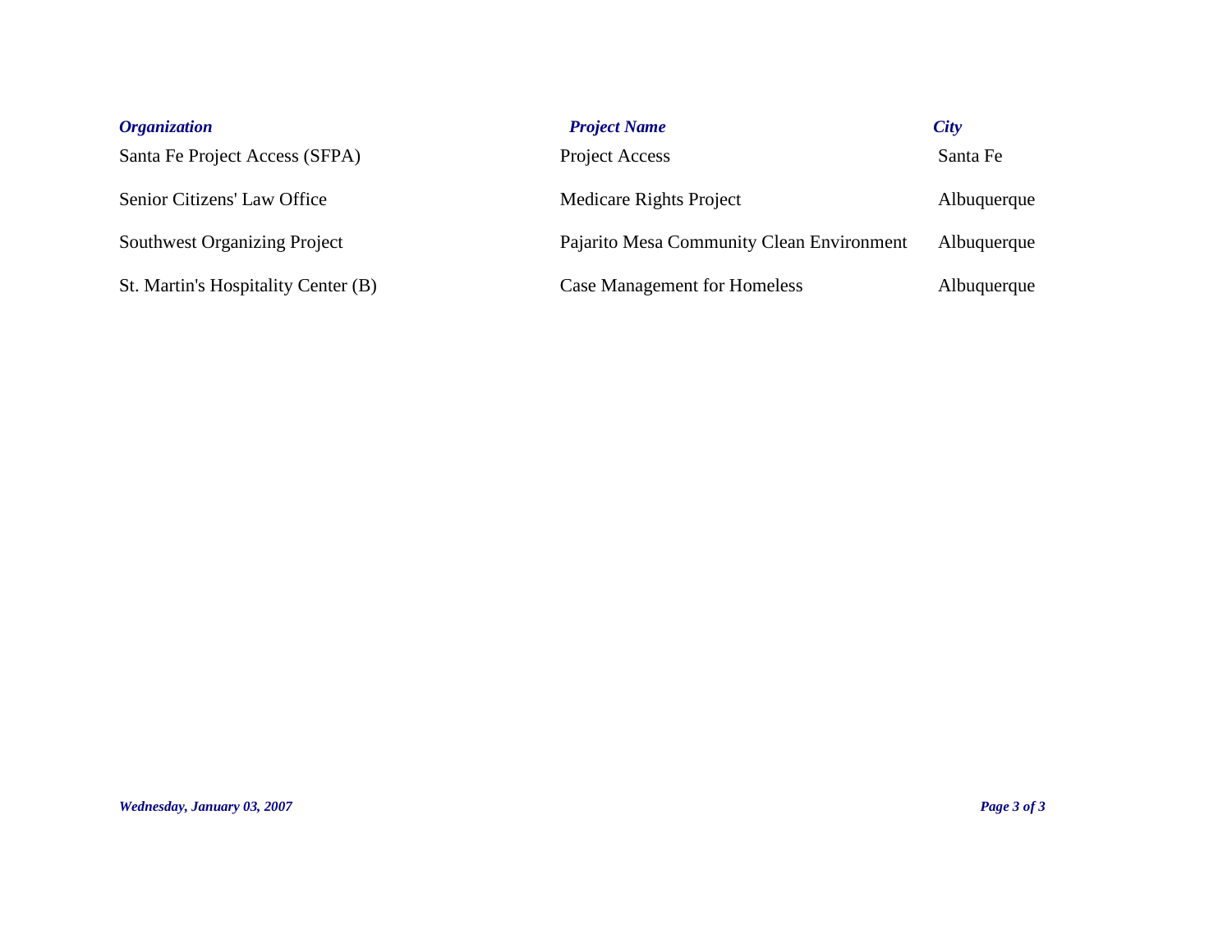| Organization | Project Name | City |
|---|---|---|
| Santa Fe Project Access (SFPA) | Project Access | Santa Fe |
| Senior Citizens' Law Office | Medicare Rights Project | Albuquerque |
| Southwest Organizing Project | Pajarito Mesa Community Clean Environment | Albuquerque |
| St. Martin's Hospitality Center (B) | Case Management for Homeless | Albuquerque |